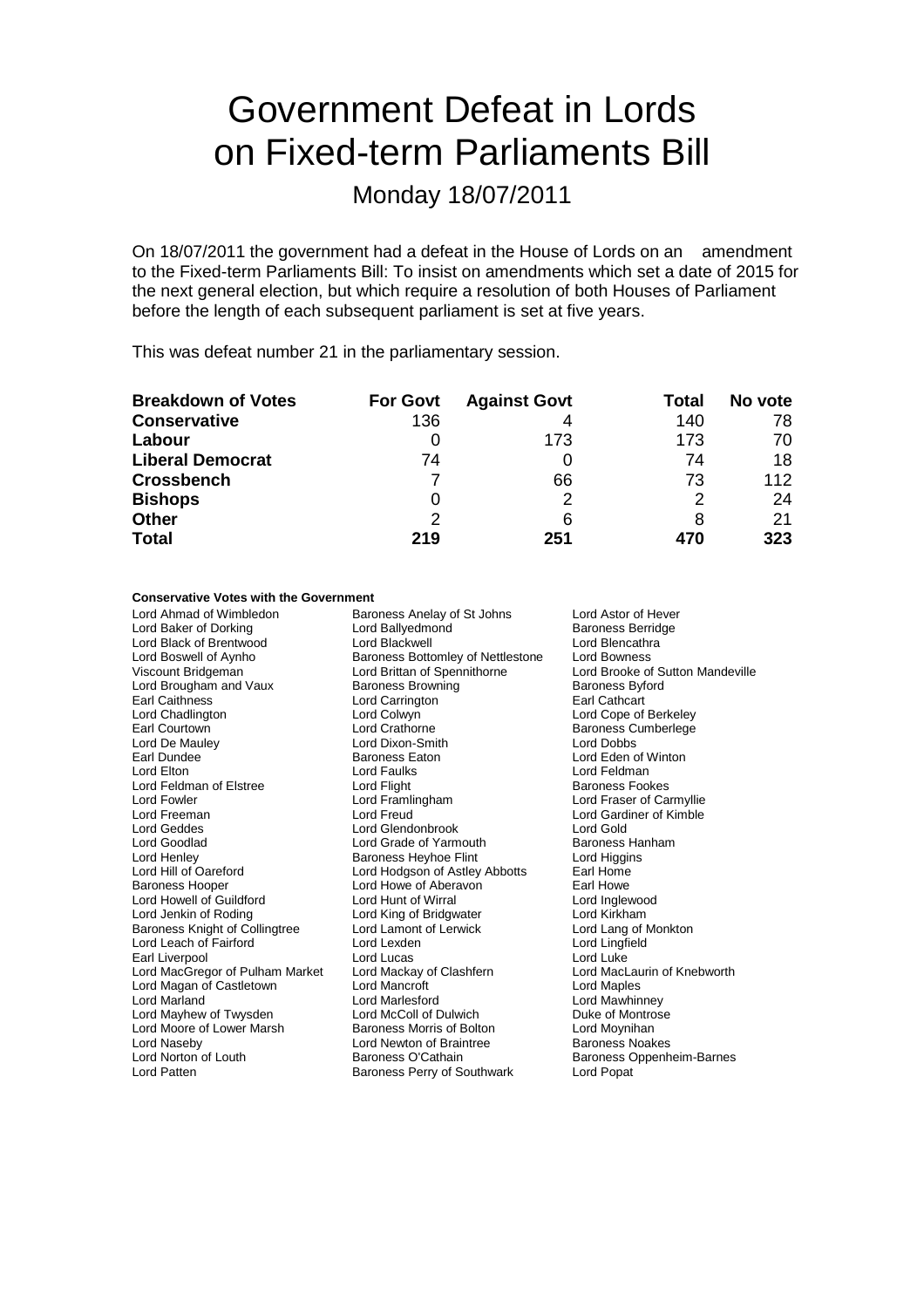# Government Defeat in Lords on Fixed-term Parliaments Bill

## Monday 18/07/2011

On 18/07/2011 the government had a defeat in the House of Lords on an amendment to the Fixed-term Parliaments Bill: To insist on amendments which set a date of 2015 for the next general election, but which require a resolution of both Houses of Parliament before the length of each subsequent parliament is set at five years.

This was defeat number 21 in the parliamentary session.

| Breakdown of Votes | For Govt | Against Govt | Total | No vote |
|---|---|---|---|---|
| **Conservative** | 136 | 4 | 140 | 78 |
| **Labour** | 0 | 173 | 173 | 70 |
| **Liberal Democrat** | 74 | 0 | 74 | 18 |
| **Crossbench** | 7 | 66 | 73 | 112 |
| **Bishops** | 0 | 2 | 2 | 24 |
| **Other** | 2 | 6 | 8 | 21 |
| **Total** | **219** | **251** | **470** | **323** |

**Conservative Votes with the Government**

Lord Ahmad of Wimbledon
Baroness Anelay of St Johns
Lord Astor of Hever
Lord Baker of Dorking
Lord Ballyedmond
Baroness Berridge
Lord Black of Brentwood
Lord Blackwell
Lord Blencathra
Lord Boswell of Aynho
Baroness Bottomley of Nettlestone
Lord Bowness
Viscount Bridgeman
Lord Brittan of Spennithorne
Lord Brooke of Sutton Mandeville
Lord Brougham and Vaux
Baroness Browning
Baroness Byford
Earl Caithness
Lord Carrington
Earl Cathcart
Lord Chadlington
Lord Colwyn
Lord Cope of Berkeley
Earl Courtown
Lord Crathorne
Baroness Cumberlege
Lord De Mauley
Lord Dixon-Smith
Lord Dobbs
Earl Dundee
Baroness Eaton
Lord Eden of Winton
Lord Elton
Lord Faulks
Lord Feldman
Lord Feldman of Elstree
Lord Flight
Baroness Fookes
Lord Fowler
Lord Framlingham
Lord Fraser of Carmyllie
Lord Freeman
Lord Freud
Lord Gardiner of Kimble
Lord Geddes
Lord Glendonbrook
Lord Gold
Lord Goodlad
Lord Grade of Yarmouth
Baroness Hanham
Lord Henley
Baroness Heyhoe Flint
Lord Higgins
Lord Hill of Oareford
Lord Hodgson of Astley Abbotts
Earl Home
Baroness Hooper
Lord Howe of Aberavon
Earl Howe
Lord Howell of Guildford
Lord Hunt of Wirral
Lord Inglewood
Lord Jenkin of Roding
Lord King of Bridgwater
Lord Kirkham
Baroness Knight of Collingtree
Lord Lamont of Lerwick
Lord Lang of Monkton
Lord Leach of Fairford
Lord Lexden
Lord Lingfield
Earl Liverpool
Lord Lucas
Lord Luke
Lord MacGregor of Pulham Market
Lord Mackay of Clashfern
Lord MacLaurin of Knebworth
Lord Magan of Castletown
Lord Mancroft
Lord Maples
Lord Marland
Lord Marlesford
Lord Mawhinney
Lord Mayhew of Twysden
Lord McColl of Dulwich
Duke of Montrose
Lord Moore of Lower Marsh
Baroness Morris of Bolton
Lord Moynihan
Lord Naseby
Lord Newton of Braintree
Baroness Noakes
Lord Norton of Louth
Baroness O'Cathain
Baroness Oppenheim-Barnes
Lord Patten
Baroness Perry of Southwark
Lord Popat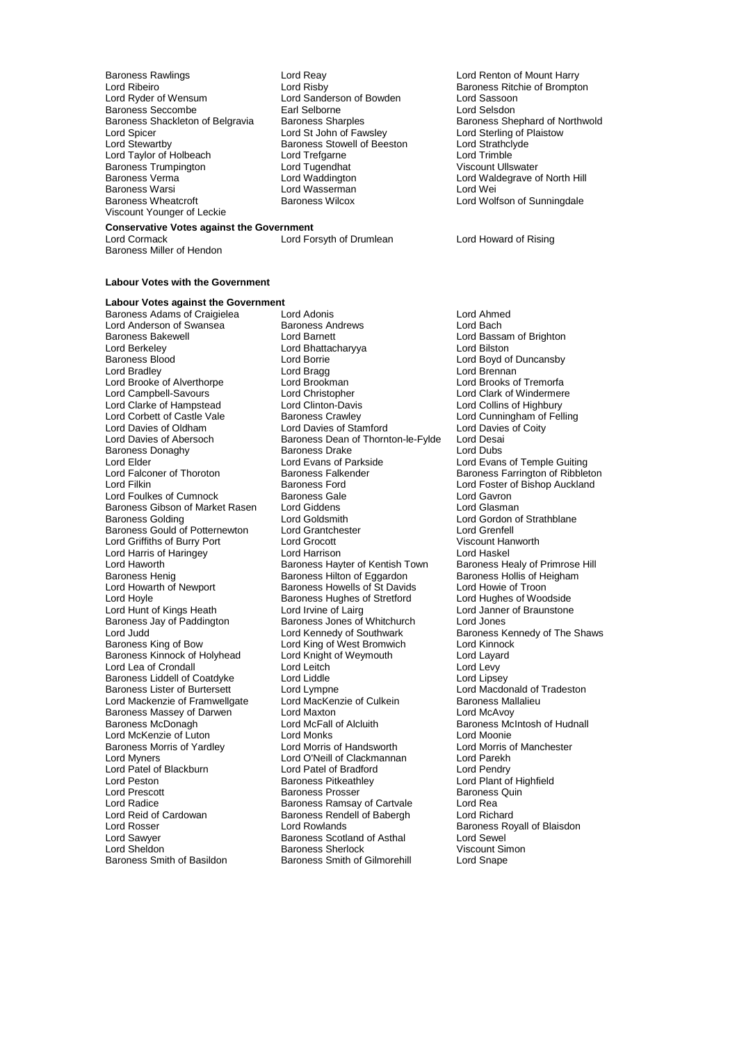Baroness Rawlings, Lord Reay, Lord Renton of Mount Harry, Lord Ribeiro, Lord Risby, Baroness Ritchie of Brompton, Lord Ryder of Wensum, Lord Sanderson of Bowden, Lord Sassoon, Baroness Seccombe, Earl Selborne, Lord Selsdon, Baroness Shackleton of Belgravia, Baroness Sharples, Baroness Shephard of Northwold, Lord Spicer, Lord St John of Fawsley, Lord Sterling of Plaistow, Lord Stewartby, Baroness Stowell of Beeston, Lord Strathclyde, Lord Taylor of Holbeach, Lord Trefgarne, Lord Trimble, Baroness Trumpington, Lord Tugendhat, Viscount Ullswater, Baroness Verma, Lord Waddington, Lord Waldegrave of North Hill, Baroness Warsi, Lord Wasserman, Lord Wei, Baroness Wheatcroft, Baroness Wilcox, Lord Wolfson of Sunningdale, Viscount Younger of Leckie

**Conservative Votes against the Government**

Lord Cormack, Lord Forsyth of Drumlean, Lord Howard of Rising, Baroness Miller of Hendon

**Labour Votes with the Government**

**Labour Votes against the Government**

Baroness Adams of Craigielea, Lord Adonis, Lord Ahmed, Lord Anderson of Swansea, Baroness Andrews, Lord Bach, Baroness Bakewell, Lord Barnett, Lord Bassam of Brighton, Lord Berkeley, Lord Bhattacharyya, Lord Bilston, Baroness Blood, Lord Borrie, Lord Boyd of Duncansby, Lord Bradley, Lord Bragg, Lord Brennan, Lord Brooke of Alverthorpe, Lord Brookman, Lord Brooks of Tremorfa, Lord Campbell-Savours, Lord Christopher, Lord Clark of Windermere, Lord Clarke of Hampstead, Lord Clinton-Davis, Lord Collins of Highbury, Lord Corbett of Castle Vale, Baroness Crawley, Lord Cunningham of Felling, Lord Davies of Oldham, Lord Davies of Stamford, Lord Davies of Coity, Lord Davies of Abersoch, Baroness Dean of Thornton-le-Fylde, Lord Desai, Baroness Donaghy, Baroness Drake, Lord Dubs, Lord Elder, Lord Evans of Parkside, Lord Evans of Temple Guiting, Lord Falconer of Thoroton, Baroness Falkender, Baroness Farrington of Ribbleton, Lord Filkin, Baroness Ford, Lord Foster of Bishop Auckland, Lord Foulkes of Cumnock, Baroness Gale, Lord Gavron, Baroness Gibson of Market Rasen, Lord Giddens, Lord Glasman, Baroness Golding, Lord Goldsmith, Lord Gordon of Strathblane, Baroness Gould of Potternewton, Lord Grantchester, Lord Grenfell, Lord Griffiths of Burry Port, Lord Grocott, Viscount Hanworth, Lord Harris of Haringey, Lord Harrison, Lord Haskel, Lord Haworth, Baroness Hayter of Kentish Town, Baroness Healy of Primrose Hill, Baroness Henig, Baroness Hilton of Eggardon, Baroness Hollis of Heigham, Lord Howarth of Newport, Baroness Howells of St Davids, Lord Howie of Troon, Lord Hoyle, Baroness Hughes of Stretford, Lord Hughes of Woodside, Lord Hunt of Kings Heath, Lord Irvine of Lairg, Lord Janner of Braunstone, Baroness Jay of Paddington, Baroness Jones of Whitchurch, Lord Jones, Lord Judd, Lord Kennedy of Southwark, Baroness Kennedy of The Shaws, Baroness King of Bow, Lord King of West Bromwich, Lord Kinnock, Baroness Kinnock of Holyhead, Lord Knight of Weymouth, Lord Layard, Lord Lea of Crondall, Lord Leitch, Lord Levy, Baroness Liddell of Coatdyke, Lord Liddle, Lord Lipsey, Baroness Lister of Burtersett, Lord Lympne, Lord Macdonald of Tradeston, Lord Mackenzie of Framwellgate, Lord MacKenzie of Culkein, Baroness Mallalieu, Baroness Massey of Darwen, Lord Maxton, Lord McAvoy, Baroness McDonagh, Lord McFall of Alcluith, Baroness McIntosh of Hudnall, Lord McKenzie of Luton, Lord Monks, Lord Moonie, Baroness Morris of Yardley, Lord Morris of Handsworth, Lord Morris of Manchester, Lord Myners, Lord O'Neill of Clackmannan, Lord Parekh, Lord Patel of Blackburn, Lord Patel of Bradford, Lord Pendry, Lord Peston, Baroness Pitkeathley, Lord Plant of Highfield, Lord Prescott, Baroness Prosser, Baroness Quin, Lord Radice, Baroness Ramsay of Cartvale, Lord Rea, Lord Reid of Cardowan, Baroness Rendell of Babergh, Lord Richard, Lord Rosser, Lord Rowlands, Baroness Royall of Blaisdon, Lord Sawyer, Baroness Scotland of Asthal, Lord Sewel, Lord Sheldon, Baroness Sherlock, Viscount Simon, Baroness Smith of Basildon, Baroness Smith of Gilmorehill, Lord Snape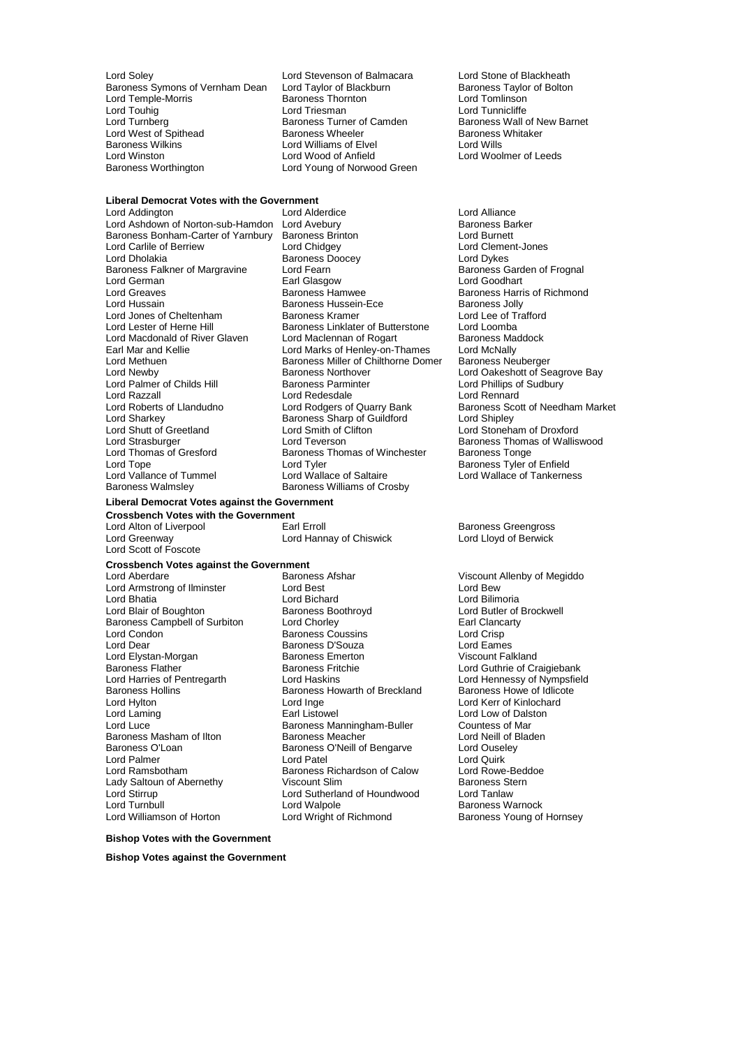Lord Soley
Baroness Symons of Vernham Dean
Lord Temple-Morris
Lord Touhig
Lord Turnberg
Lord West of Spithead
Baroness Wilkins
Lord Winston
Baroness Worthington
Lord Stevenson of Balmacara
Lord Taylor of Blackburn
Baroness Thornton
Lord Triesman
Baroness Turner of Camden
Baroness Wheeler
Lord Williams of Elvel
Lord Wood of Anfield
Lord Young of Norwood Green
Lord Stone of Blackheath
Baroness Taylor of Bolton
Lord Tomlinson
Lord Tunnicliffe
Baroness Wall of New Barnet
Baroness Whitaker
Lord Wills
Lord Woolmer of Leeds

**Liberal Democrat Votes with the Government**

Lord Addington
Lord Ashdown of Norton-sub-Hamdon
Baroness Bonham-Carter of Yarnbury
Lord Carlile of Berriew
Lord Dholakia
Baroness Falkner of Margravine
Lord German
Lord Greaves
Lord Hussain
Lord Jones of Cheltenham
Lord Lester of Herne Hill
Lord Macdonald of River Glaven
Earl Mar and Kellie
Lord Methuen
Lord Newby
Lord Palmer of Childs Hill
Lord Razzall
Lord Roberts of Llandudno
Lord Sharkey
Lord Shutt of Greetland
Lord Strasburger
Lord Thomas of Gresford
Lord Tope
Lord Vallance of Tummel
Baroness Walmsley
Lord Alderdice
Lord Avebury
Baroness Brinton
Lord Chidgey
Baroness Doocey
Lord Fearn
Earl Glasgow
Baroness Hamwee
Baroness Hussein-Ece
Baroness Kramer
Baroness Linklater of Butterstone
Lord Maclennan of Rogart
Lord Marks of Henley-on-Thames
Baroness Miller of Chilthorne Domer
Baroness Northover
Baroness Parminter
Lord Redesdale
Lord Rodgers of Quarry Bank
Baroness Sharp of Guildford
Lord Smith of Clifton
Lord Teverson
Baroness Thomas of Winchester
Lord Tyler
Lord Wallace of Saltaire
Baroness Williams of Crosby
Lord Alliance
Baroness Barker
Lord Burnett
Lord Clement-Jones
Lord Dykes
Baroness Garden of Frognal
Lord Goodhart
Baroness Harris of Richmond
Baroness Jolly
Lord Lee of Trafford
Lord Loomba
Baroness Maddock
Lord McNally
Baroness Neuberger
Lord Oakeshott of Seagrove Bay
Lord Phillips of Sudbury
Lord Rennard
Baroness Scott of Needham Market
Lord Shipley
Lord Stoneham of Droxford
Baroness Thomas of Walliswood
Baroness Tonge
Baroness Tyler of Enfield
Lord Wallace of Tankerness

**Liberal Democrat Votes against the Government**

**Crossbench Votes with the Government**

Lord Alton of Liverpool
Lord Greenway
Lord Scott of Foscote
Earl Erroll
Lord Hannay of Chiswick
Baroness Greengross
Lord Lloyd of Berwick

**Crossbench Votes against the Government**

Lord Aberdare
Lord Armstrong of Ilminster
Lord Bhatia
Lord Blair of Boughton
Baroness Campbell of Surbiton
Lord Condon
Lord Dear
Lord Elystan-Morgan
Baroness Flather
Lord Harries of Pentregarth
Baroness Hollins
Lord Hylton
Lord Laming
Lord Luce
Baroness Masham of Ilton
Baroness O'Loan
Lord Palmer
Lord Ramsbotham
Lady Saltoun of Abernethy
Lord Stirrup
Lord Turnbull
Lord Williamson of Horton
Baroness Afshar
Lord Best
Lord Bichard
Baroness Boothroyd
Lord Chorley
Baroness Coussins
Baroness D'Souza
Baroness Emerton
Baroness Fritchie
Lord Haskins
Baroness Howarth of Breckland
Lord Inge
Earl Listowel
Baroness Manningham-Buller
Baroness Meacher
Baroness O'Neill of Bengarve
Lord Patel
Baroness Richardson of Calow
Viscount Slim
Lord Sutherland of Houndwood
Lord Walpole
Lord Wright of Richmond
Viscount Allenby of Megiddo
Lord Bew
Lord Bilimoria
Lord Butler of Brockwell
Earl Clancarty
Lord Crisp
Lord Eames
Viscount Falkland
Lord Guthrie of Craigiebank
Lord Hennessy of Nympsfield
Baroness Howe of Idlicote
Lord Kerr of Kinlochard
Lord Low of Dalston
Countess of Mar
Lord Neill of Bladen
Lord Ouseley
Lord Quirk
Lord Rowe-Beddoe
Baroness Stern
Lord Tanlaw
Baroness Warnock
Baroness Young of Hornsey

**Bishop Votes with the Government**

**Bishop Votes against the Government**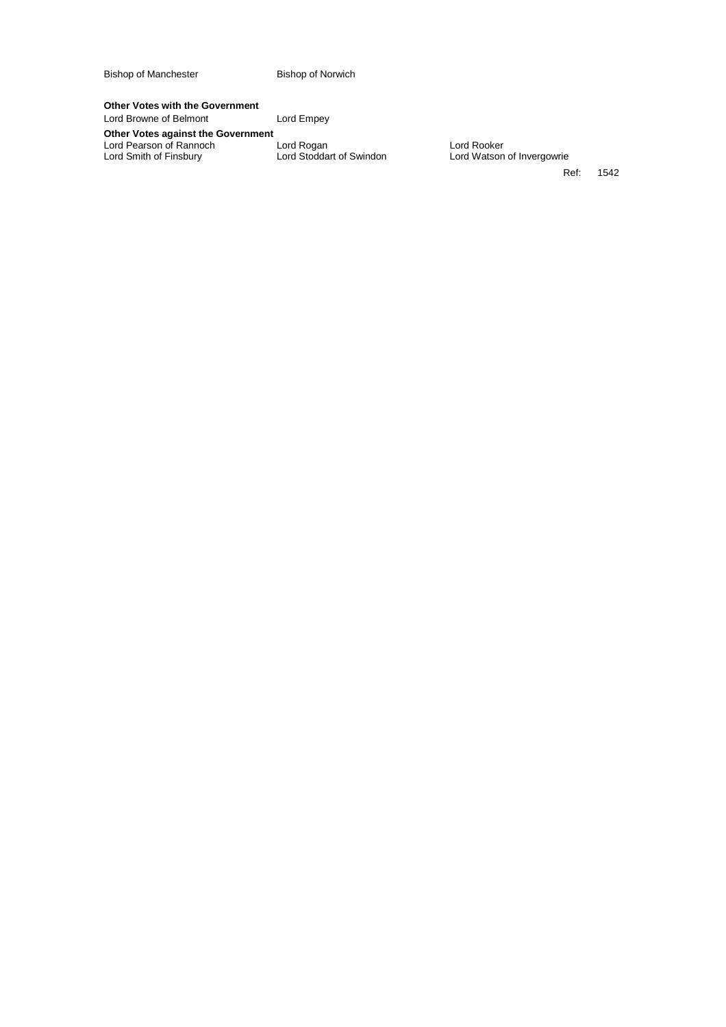| | | |
|---|---|---|
| Bishop of Manchester | Bishop of Norwich | |

**Other Votes with the Government**

| | | |
|---|---|---|
| Lord Browne of Belmont | Lord Empey | |

**Other Votes against the Government**

| | | |
|---|---|---|
| Lord Pearson of Rannoch | Lord Rogan | Lord Rooker |
| Lord Smith of Finsbury | Lord Stoddart of Swindon | Lord Watson of Invergowrie |

Ref: 1542